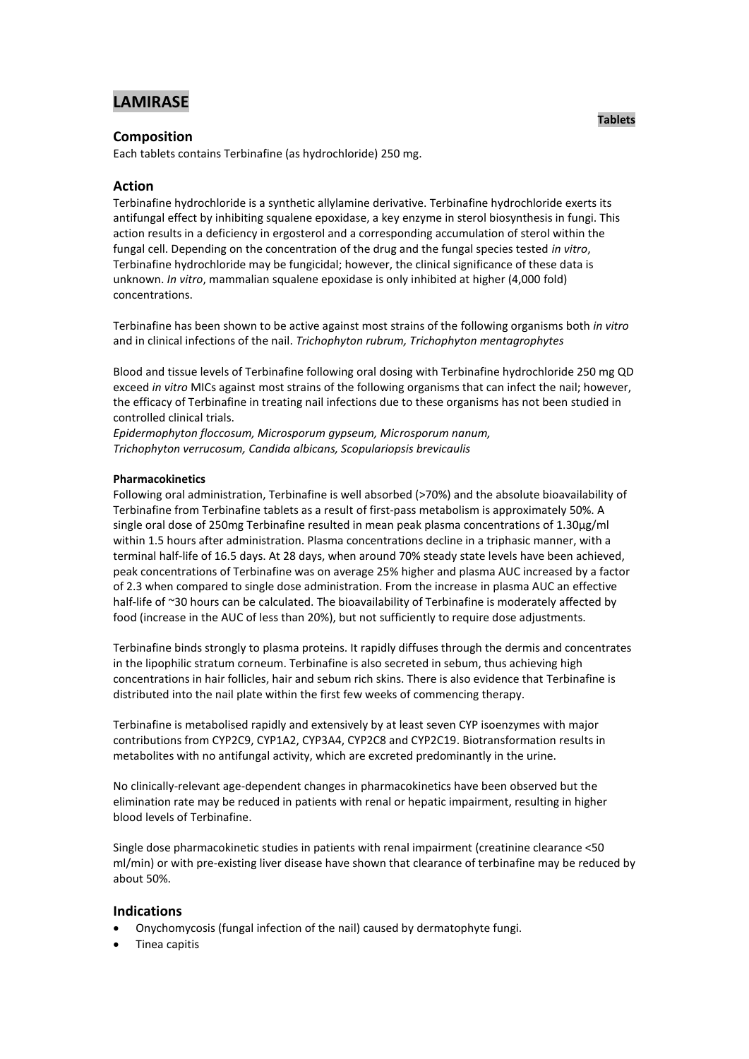# LAMIRASE

**Tablets**

## Composition

Each tablets contains Terbinafine (as hydrochloride) 250 mg.

## Action

Terbinafine hydrochloride is a synthetic allylamine derivative. Terbinafine hydrochloride exerts its antifungal effect by inhibiting squalene epoxidase, a key enzyme in sterol biosynthesis in fungi. This action results in a deficiency in ergosterol and a corresponding accumulation of sterol within the fungal cell. Depending on the concentration of the drug and the fungal species tested *in vitro*, Terbinafine hydrochloride may be fungicidal; however, the clinical significance of these data is unknown. *In vitro*, mammalian squalene epoxidase is only inhibited at higher (4,000 fold) concentrations.

Terbinafine has been shown to be active against most strains of the following organisms both *in vitro* and in clinical infections of the nail. *Trichophyton rubrum, Trichophyton mentagrophytes*

Blood and tissue levels of Terbinafine following oral dosing with Terbinafine hydrochloride 250 mg QD exceed *in vitro* MICs against most strains of the following organisms that can infect the nail; however, the efficacy of Terbinafine in treating nail infections due to these organisms has not been studied in controlled clinical trials.
*Epidermophyton floccosum, Microsporum gypseum, Microsporum nanum, Trichophyton verrucosum, Candida albicans, Scopulariopsis brevicaulis*

#### Pharmacokinetics

Following oral administration, Terbinafine is well absorbed (>70%) and the absolute bioavailability of Terbinafine from Terbinafine tablets as a result of first-pass metabolism is approximately 50%. A single oral dose of 250mg Terbinafine resulted in mean peak plasma concentrations of 1.30µg/ml within 1.5 hours after administration. Plasma concentrations decline in a triphasic manner, with a terminal half-life of 16.5 days. At 28 days, when around 70% steady state levels have been achieved, peak concentrations of Terbinafine was on average 25% higher and plasma AUC increased by a factor of 2.3 when compared to single dose administration. From the increase in plasma AUC an effective half-life of ~30 hours can be calculated. The bioavailability of Terbinafine is moderately affected by food (increase in the AUC of less than 20%), but not sufficiently to require dose adjustments.

Terbinafine binds strongly to plasma proteins. It rapidly diffuses through the dermis and concentrates in the lipophilic stratum corneum. Terbinafine is also secreted in sebum, thus achieving high concentrations in hair follicles, hair and sebum rich skins. There is also evidence that Terbinafine is distributed into the nail plate within the first few weeks of commencing therapy.

Terbinafine is metabolised rapidly and extensively by at least seven CYP isoenzymes with major contributions from CYP2C9, CYP1A2, CYP3A4, CYP2C8 and CYP2C19. Biotransformation results in metabolites with no antifungal activity, which are excreted predominantly in the urine.

No clinically-relevant age-dependent changes in pharmacokinetics have been observed but the elimination rate may be reduced in patients with renal or hepatic impairment, resulting in higher blood levels of Terbinafine.

Single dose pharmacokinetic studies in patients with renal impairment (creatinine clearance <50 ml/min) or with pre-existing liver disease have shown that clearance of terbinafine may be reduced by about 50%.

## Indications

- Onychomycosis (fungal infection of the nail) caused by dermatophyte fungi.
- Tinea capitis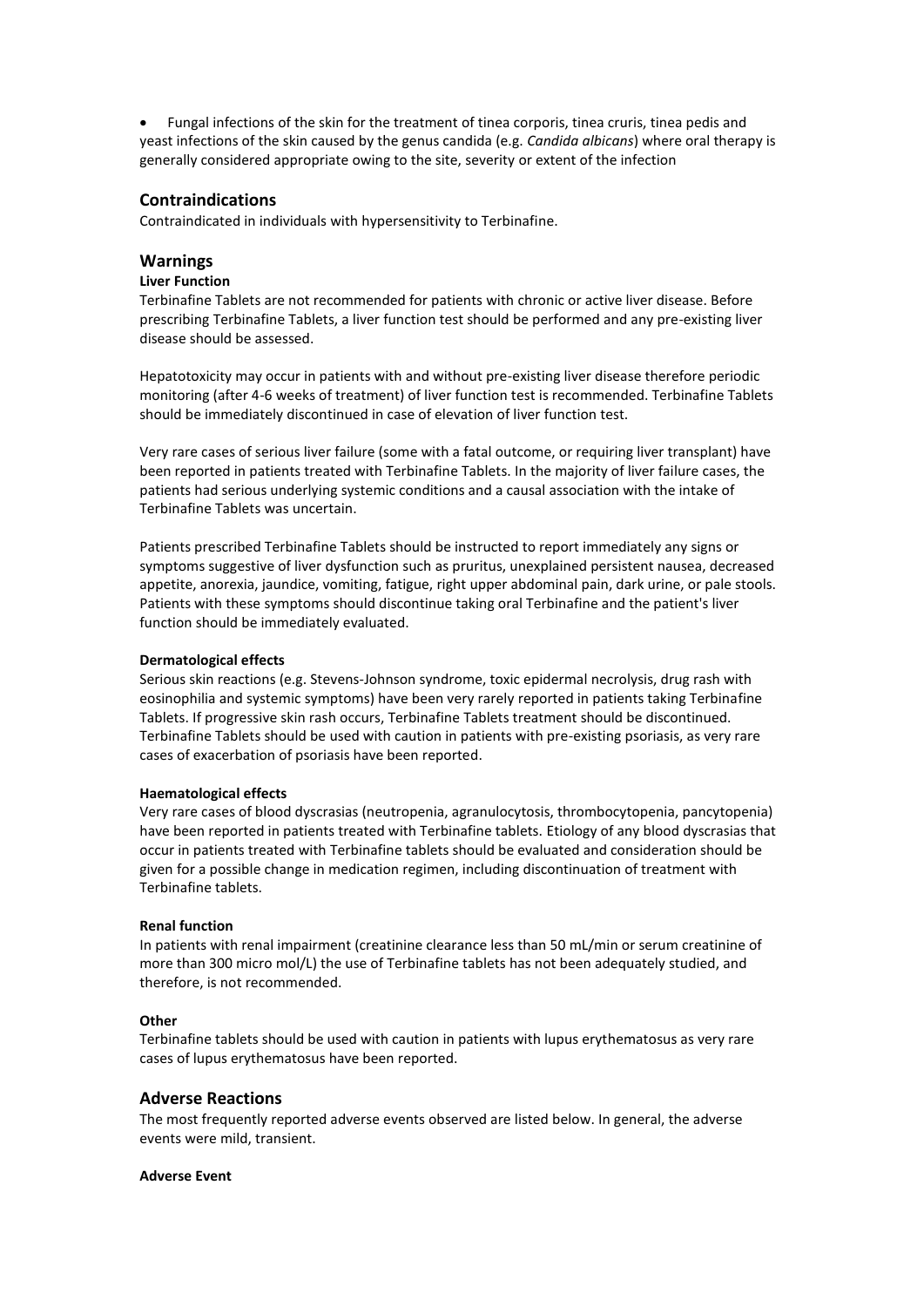- Fungal infections of the skin for the treatment of tinea corporis, tinea cruris, tinea pedis and yeast infections of the skin caused by the genus candida (e.g. *Candida albicans*) where oral therapy is generally considered appropriate owing to the site, severity or extent of the infection

## Contraindications

Contraindicated in individuals with hypersensitivity to Terbinafine.

## Warnings

**Liver Function**

Terbinafine Tablets are not recommended for patients with chronic or active liver disease. Before prescribing Terbinafine Tablets, a liver function test should be performed and any pre-existing liver disease should be assessed.

Hepatotoxicity may occur in patients with and without pre-existing liver disease therefore periodic monitoring (after 4-6 weeks of treatment) of liver function test is recommended. Terbinafine Tablets should be immediately discontinued in case of elevation of liver function test.

Very rare cases of serious liver failure (some with a fatal outcome, or requiring liver transplant) have been reported in patients treated with Terbinafine Tablets. In the majority of liver failure cases, the patients had serious underlying systemic conditions and a causal association with the intake of Terbinafine Tablets was uncertain.

Patients prescribed Terbinafine Tablets should be instructed to report immediately any signs or symptoms suggestive of liver dysfunction such as pruritus, unexplained persistent nausea, decreased appetite, anorexia, jaundice, vomiting, fatigue, right upper abdominal pain, dark urine, or pale stools. Patients with these symptoms should discontinue taking oral Terbinafine and the patient's liver function should be immediately evaluated.

**Dermatological effects**

Serious skin reactions (e.g. Stevens-Johnson syndrome, toxic epidermal necrolysis, drug rash with eosinophilia and systemic symptoms) have been very rarely reported in patients taking Terbinafine Tablets. If progressive skin rash occurs, Terbinafine Tablets treatment should be discontinued. Terbinafine Tablets should be used with caution in patients with pre-existing psoriasis, as very rare cases of exacerbation of psoriasis have been reported.

**Haematological effects**

Very rare cases of blood dyscrasias (neutropenia, agranulocytosis, thrombocytopenia, pancytopenia) have been reported in patients treated with Terbinafine tablets. Etiology of any blood dyscrasias that occur in patients treated with Terbinafine tablets should be evaluated and consideration should be given for a possible change in medication regimen, including discontinuation of treatment with Terbinafine tablets.

**Renal function**

In patients with renal impairment (creatinine clearance less than 50 mL/min or serum creatinine of more than 300 micro mol/L) the use of Terbinafine tablets has not been adequately studied, and therefore, is not recommended.

**Other**

Terbinafine tablets should be used with caution in patients with lupus erythematosus as very rare cases of lupus erythematosus have been reported.

## Adverse Reactions

The most frequently reported adverse events observed are listed below. In general, the adverse events were mild, transient.

**Adverse Event**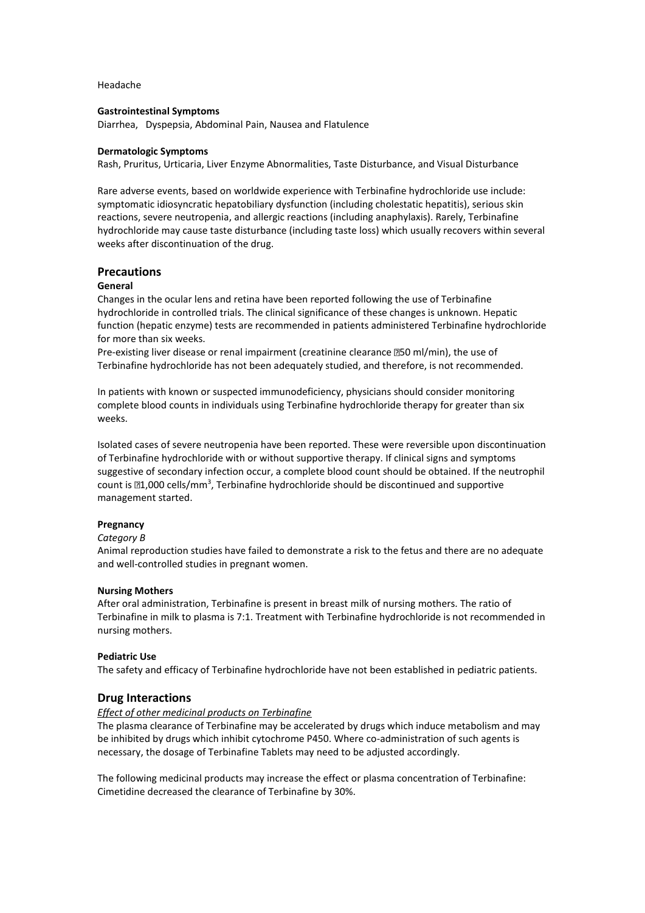Headache

**Gastrointestinal Symptoms**
Diarrhea, Dyspepsia, Abdominal Pain, Nausea and Flatulence

**Dermatologic Symptoms**
Rash, Pruritus, Urticaria, Liver Enzyme Abnormalities, Taste Disturbance, and Visual Disturbance

Rare adverse events, based on worldwide experience with Terbinafine hydrochloride use include: symptomatic idiosyncratic hepatobiliary dysfunction (including cholestatic hepatitis), serious skin reactions, severe neutropenia, and allergic reactions (including anaphylaxis). Rarely, Terbinafine hydrochloride may cause taste disturbance (including taste loss) which usually recovers within several weeks after discontinuation of the drug.

## Precautions

**General**
Changes in the ocular lens and retina have been reported following the use of Terbinafine hydrochloride in controlled trials. The clinical significance of these changes is unknown. Hepatic function (hepatic enzyme) tests are recommended in patients administered Terbinafine hydrochloride for more than six weeks.
Pre-existing liver disease or renal impairment (creatinine clearance �50 ml/min), the use of Terbinafine hydrochloride has not been adequately studied, and therefore, is not recommended.

In patients with known or suspected immunodeficiency, physicians should consider monitoring complete blood counts in individuals using Terbinafine hydrochloride therapy for greater than six weeks.

Isolated cases of severe neutropenia have been reported. These were reversible upon discontinuation of Terbinafine hydrochloride with or without supportive therapy. If clinical signs and symptoms suggestive of secondary infection occur, a complete blood count should be obtained. If the neutrophil count is �1,000 cells/mm$^3$, Terbinafine hydrochloride should be discontinued and supportive management started.

**Pregnancy**

*Category B*
Animal reproduction studies have failed to demonstrate a risk to the fetus and there are no adequate and well-controlled studies in pregnant women.

**Nursing Mothers**
After oral administration, Terbinafine is present in breast milk of nursing mothers. The ratio of Terbinafine in milk to plasma is 7:1. Treatment with Terbinafine hydrochloride is not recommended in nursing mothers.

**Pediatric Use**
The safety and efficacy of Terbinafine hydrochloride have not been established in pediatric patients.

## Drug Interactions

*Effect of other medicinal products on Terbinafine*
The plasma clearance of Terbinafine may be accelerated by drugs which induce metabolism and may be inhibited by drugs which inhibit cytochrome P450. Where co-administration of such agents is necessary, the dosage of Terbinafine Tablets may need to be adjusted accordingly.

The following medicinal products may increase the effect or plasma concentration of Terbinafine: Cimetidine decreased the clearance of Terbinafine by 30%.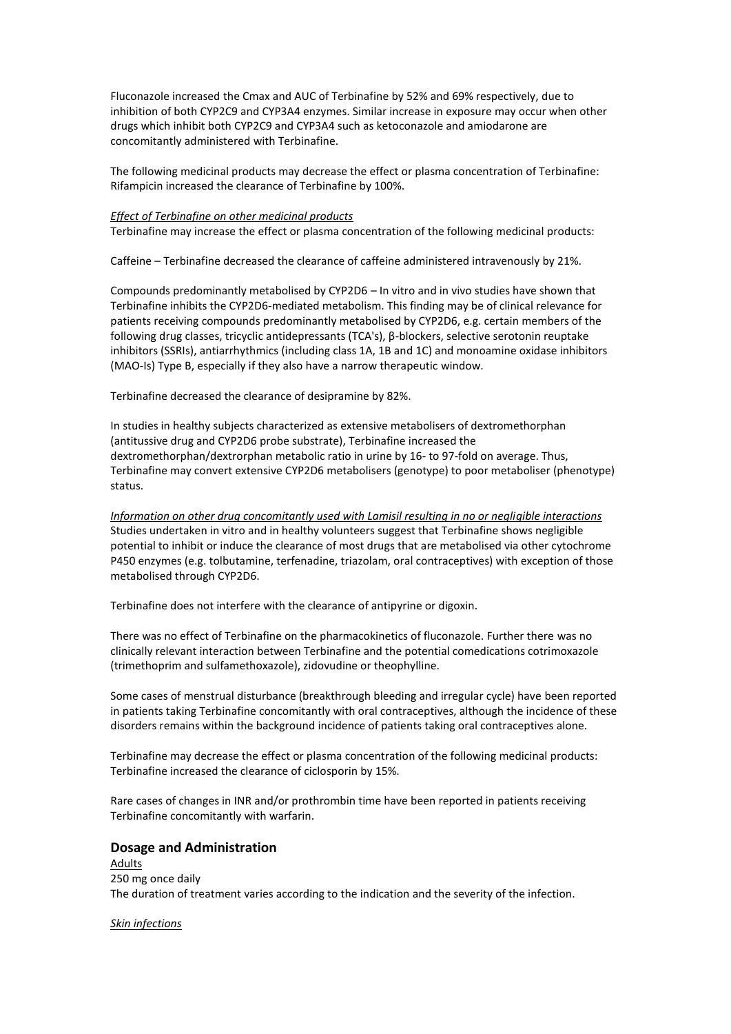Fluconazole increased the Cmax and AUC of Terbinafine by 52% and 69% respectively, due to inhibition of both CYP2C9 and CYP3A4 enzymes. Similar increase in exposure may occur when other drugs which inhibit both CYP2C9 and CYP3A4 such as ketoconazole and amiodarone are concomitantly administered with Terbinafine.

The following medicinal products may decrease the effect or plasma concentration of Terbinafine: Rifampicin increased the clearance of Terbinafine by 100%.

*Effect of Terbinafine on other medicinal products*

Terbinafine may increase the effect or plasma concentration of the following medicinal products:

Caffeine – Terbinafine decreased the clearance of caffeine administered intravenously by 21%.

Compounds predominantly metabolised by CYP2D6 – In vitro and in vivo studies have shown that Terbinafine inhibits the CYP2D6-mediated metabolism. This finding may be of clinical relevance for patients receiving compounds predominantly metabolised by CYP2D6, e.g. certain members of the following drug classes, tricyclic antidepressants (TCA's), β-blockers, selective serotonin reuptake inhibitors (SSRIs), antiarrhythmics (including class 1A, 1B and 1C) and monoamine oxidase inhibitors (MAO-Is) Type B, especially if they also have a narrow therapeutic window.

Terbinafine decreased the clearance of desipramine by 82%.

In studies in healthy subjects characterized as extensive metabolisers of dextromethorphan (antitussive drug and CYP2D6 probe substrate), Terbinafine increased the dextromethorphan/dextrorphan metabolic ratio in urine by 16- to 97-fold on average. Thus, Terbinafine may convert extensive CYP2D6 metabolisers (genotype) to poor metaboliser (phenotype) status.

*Information on other drug concomitantly used with Lamisil resulting in no or negligible interactions*

Studies undertaken in vitro and in healthy volunteers suggest that Terbinafine shows negligible potential to inhibit or induce the clearance of most drugs that are metabolised via other cytochrome P450 enzymes (e.g. tolbutamine, terfenadine, triazolam, oral contraceptives) with exception of those metabolised through CYP2D6.

Terbinafine does not interfere with the clearance of antipyrine or digoxin.

There was no effect of Terbinafine on the pharmacokinetics of fluconazole. Further there was no clinically relevant interaction between Terbinafine and the potential comedications cotrimoxazole (trimethoprim and sulfamethoxazole), zidovudine or theophylline.

Some cases of menstrual disturbance (breakthrough bleeding and irregular cycle) have been reported in patients taking Terbinafine concomitantly with oral contraceptives, although the incidence of these disorders remains within the background incidence of patients taking oral contraceptives alone.

Terbinafine may decrease the effect or plasma concentration of the following medicinal products: Terbinafine increased the clearance of ciclosporin by 15%.

Rare cases of changes in INR and/or prothrombin time have been reported in patients receiving Terbinafine concomitantly with warfarin.

## Dosage and Administration

Adults

250 mg once daily

The duration of treatment varies according to the indication and the severity of the infection.

*Skin infections*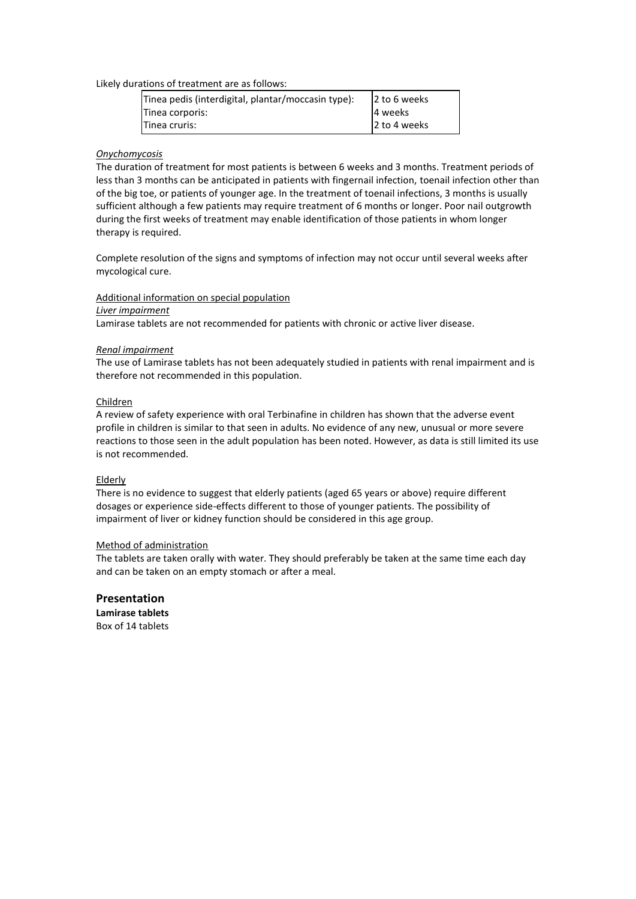Likely durations of treatment are as follows:

| | |
|---|---|
| Tinea pedis (interdigital, plantar/moccasin type): | 2 to 6 weeks |
| Tinea corporis: | 4 weeks |
| Tinea cruris: | 2 to 4 weeks |

*Onychomycosis*

The duration of treatment for most patients is between 6 weeks and 3 months. Treatment periods of less than 3 months can be anticipated in patients with fingernail infection, toenail infection other than of the big toe, or patients of younger age. In the treatment of toenail infections, 3 months is usually sufficient although a few patients may require treatment of 6 months or longer. Poor nail outgrowth during the first weeks of treatment may enable identification of those patients in whom longer therapy is required.

Complete resolution of the signs and symptoms of infection may not occur until several weeks after mycological cure.

Additional information on special population

*Liver impairment*

Lamirase tablets are not recommended for patients with chronic or active liver disease.

*Renal impairment*

The use of Lamirase tablets has not been adequately studied in patients with renal impairment and is therefore not recommended in this population.

Children

A review of safety experience with oral Terbinafine in children has shown that the adverse event profile in children is similar to that seen in adults. No evidence of any new, unusual or more severe reactions to those seen in the adult population has been noted. However, as data is still limited its use is not recommended.

Elderly

There is no evidence to suggest that elderly patients (aged 65 years or above) require different dosages or experience side-effects different to those of younger patients. The possibility of impairment of liver or kidney function should be considered in this age group.

Method of administration

The tablets are taken orally with water. They should preferably be taken at the same time each day and can be taken on an empty stomach or after a meal.

## Presentation

**Lamirase tablets**

Box of 14 tablets